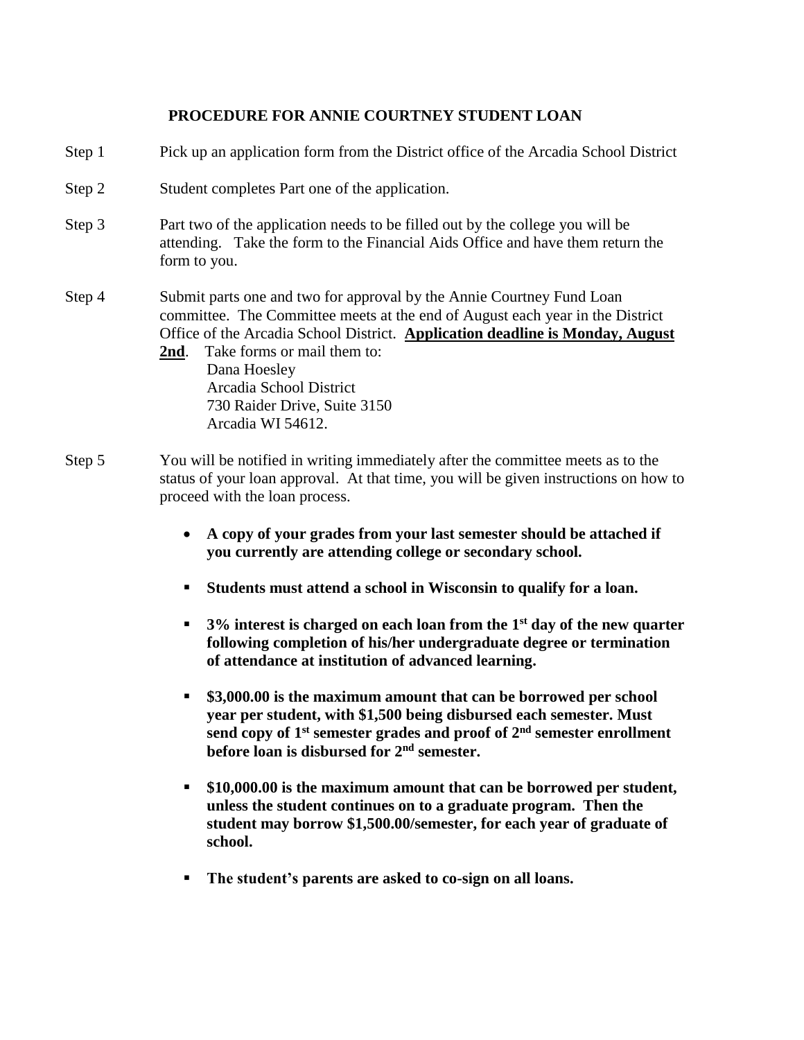## PROCEDURE FOR ANNIE COURTNEY STUDENT LOAN

Step 1 Pick up an application form from the District office of the Arcadia School District

Step 2 Student completes Part one of the application.

Step 3 Part two of the application needs to be filled out by the college you will be attending. Take the form to the Financial Aids Office and have them return the form to you.

Step 4 Submit parts one and two for approval by the Annie Courtney Fund Loan committee. The Committee meets at the end of August each year in the District Office of the Arcadia School District. **<u>Application deadline is Monday, August 2nd</u>**. Take forms or mail them to:

Dana Hoesley
Arcadia School District
730 Raider Drive, Suite 3150
Arcadia WI 54612.

Step 5 You will be notified in writing immediately after the committee meets as to the status of your loan approval. At that time, you will be given instructions on how to proceed with the loan process.

- **A copy of your grades from your last semester should be attached if you currently are attending college or secondary school.**

- **Students must attend a school in Wisconsin to qualify for a loan.**
- **3% interest is charged on each loan from the 1st day of the new quarter following completion of his/her undergraduate degree or termination of attendance at institution of advanced learning.**
- **$3,000.00 is the maximum amount that can be borrowed per school year per student, with $1,500 being disbursed each semester. Must send copy of 1st semester grades and proof of 2nd semester enrollment before loan is disbursed for 2nd semester.**
- **$10,000.00 is the maximum amount that can be borrowed per student, unless the student continues on to a graduate program. Then the student may borrow $1,500.00/semester, for each year of graduate of school.**
- **The student's parents are asked to co-sign on all loans.**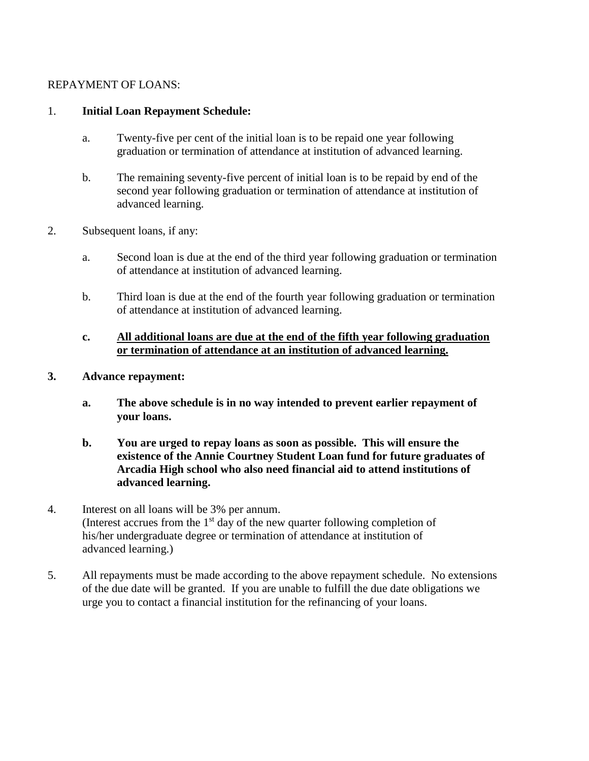REPAYMENT OF LOANS:

1. **Initial Loan Repayment Schedule:**

   a. Twenty-five per cent of the initial loan is to be repaid one year following graduation or termination of attendance at institution of advanced learning.

   b. The remaining seventy-five percent of initial loan is to be repaid by end of the second year following graduation or termination of attendance at institution of advanced learning.

2. Subsequent loans, if any:

   a. Second loan is due at the end of the third year following graduation or termination of attendance at institution of advanced learning.

   b. Third loan is due at the end of the fourth year following graduation or termination of attendance at institution of advanced learning.

   **c.** <u>**All additional loans are due at the end of the fifth year following graduation or termination of attendance at an institution of advanced learning.**</u>

3. **Advance repayment:**

   **a. The above schedule is in no way intended to prevent earlier repayment of your loans.**

   **b. You are urged to repay loans as soon as possible. This will ensure the existence of the Annie Courtney Student Loan fund for future graduates of Arcadia High school who also need financial aid to attend institutions of advanced learning.**

4. Interest on all loans will be 3% per annum.
   (Interest accrues from the 1st day of the new quarter following completion of his/her undergraduate degree or termination of attendance at institution of advanced learning.)

5. All repayments must be made according to the above repayment schedule. No extensions of the due date will be granted. If you are unable to fulfill the due date obligations we urge you to contact a financial institution for the refinancing of your loans.